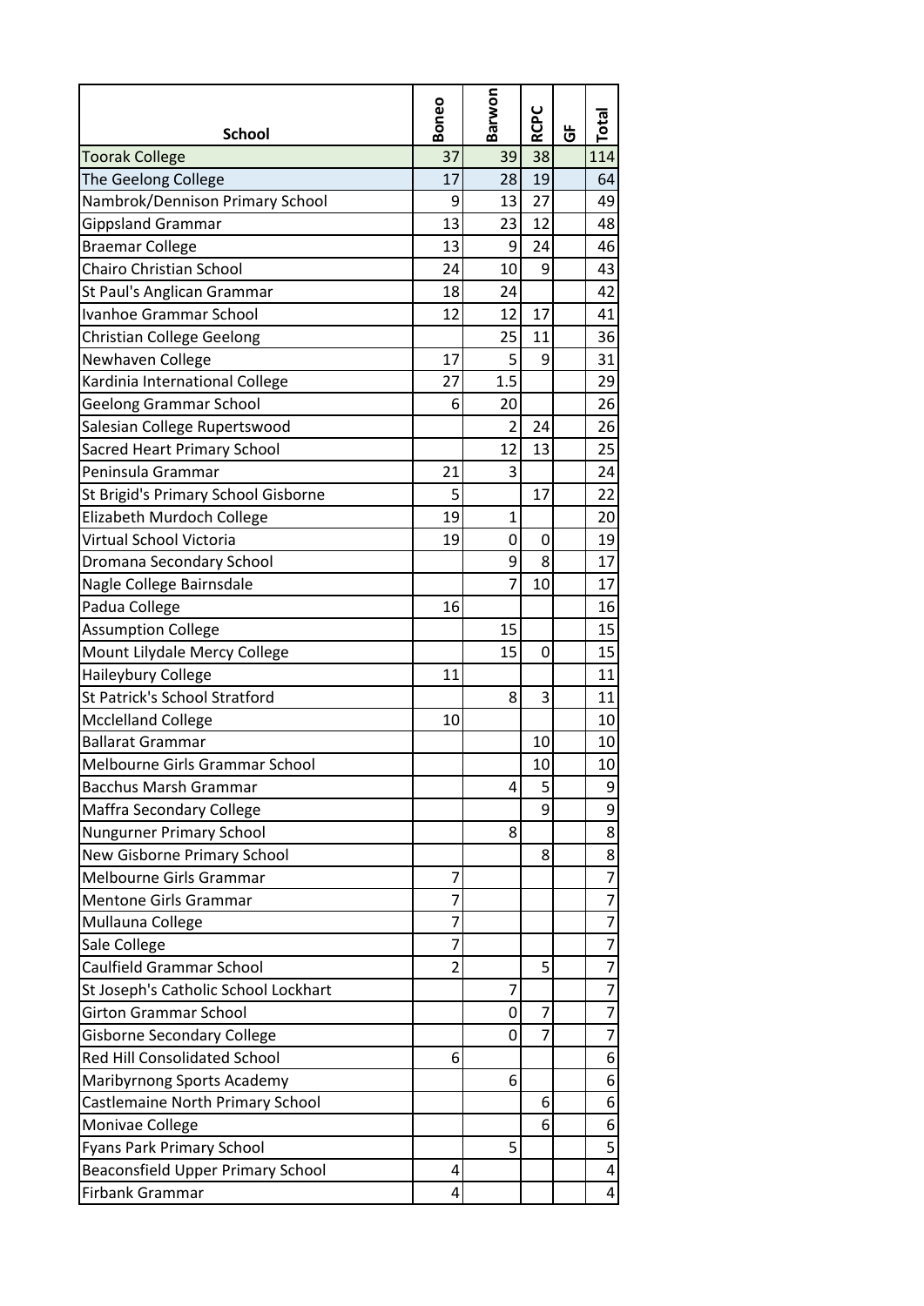| School | Boneo | Barwon | RCPC | GF | Total |
|---|---|---|---|---|---|
| Toorak College | 37 | 39 | 38 | | 114 |
| The Geelong College | 17 | 28 | 19 | | 64 |
| Nambrok/Dennison Primary School | 9 | 13 | 27 | | 49 |
| Gippsland Grammar | 13 | 23 | 12 | | 48 |
| Braemar College | 13 | 9 | 24 | | 46 |
| Chairo Christian School | 24 | 10 | 9 | | 43 |
| St Paul's Anglican Grammar | 18 | 24 | | | 42 |
| Ivanhoe Grammar School | 12 | 12 | 17 | | 41 |
| Christian College Geelong | | 25 | 11 | | 36 |
| Newhaven College | 17 | 5 | 9 | | 31 |
| Kardinia International College | 27 | 1.5 | | | 29 |
| Geelong Grammar School | 6 | 20 | | | 26 |
| Salesian College Rupertswood | | 2 | 24 | | 26 |
| Sacred Heart Primary School | | 12 | 13 | | 25 |
| Peninsula Grammar | 21 | 3 | | | 24 |
| St Brigid's Primary School Gisborne | 5 | | 17 | | 22 |
| Elizabeth Murdoch College | 19 | 1 | | | 20 |
| Virtual School Victoria | 19 | 0 | 0 | | 19 |
| Dromana Secondary School | | 9 | 8 | | 17 |
| Nagle College Bairnsdale | | 7 | 10 | | 17 |
| Padua College | 16 | | | | 16 |
| Assumption College | | 15 | | | 15 |
| Mount Lilydale Mercy College | | 15 | 0 | | 15 |
| Haileybury College | 11 | | | | 11 |
| St Patrick's School Stratford | | 8 | 3 | | 11 |
| Mcclelland College | 10 | | | | 10 |
| Ballarat Grammar | | | 10 | | 10 |
| Melbourne Girls Grammar School | | | 10 | | 10 |
| Bacchus Marsh Grammar | | 4 | 5 | | 9 |
| Maffra Secondary College | | | 9 | | 9 |
| Nungurner Primary School | | 8 | | | 8 |
| New Gisborne Primary School | | | 8 | | 8 |
| Melbourne Girls Grammar | 7 | | | | 7 |
| Mentone Girls Grammar | 7 | | | | 7 |
| Mullauna College | 7 | | | | 7 |
| Sale College | 7 | | | | 7 |
| Caulfield Grammar School | 2 | | 5 | | 7 |
| St Joseph's Catholic School Lockhart | | 7 | | | 7 |
| Girton Grammar School | | 0 | 7 | | 7 |
| Gisborne Secondary College | | 0 | 7 | | 7 |
| Red Hill Consolidated School | 6 | | | | 6 |
| Maribyrnong Sports Academy | | 6 | | | 6 |
| Castlemaine North Primary School | | | 6 | | 6 |
| Monivae College | | | 6 | | 6 |
| Fyans Park Primary School | | 5 | | | 5 |
| Beaconsfield Upper Primary School | 4 | | | | 4 |
| Firbank Grammar | 4 | | | | 4 |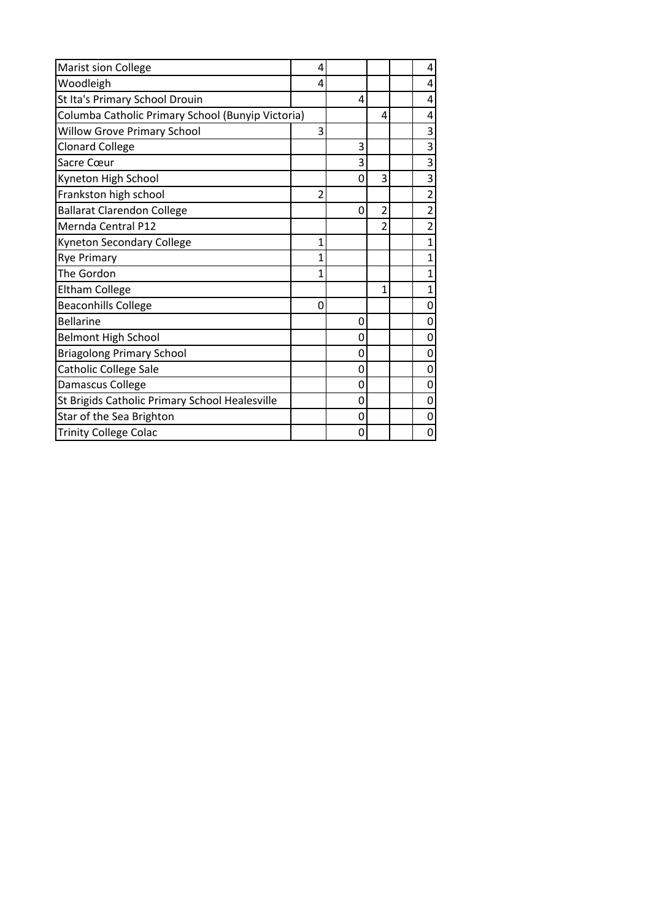| | | | | | |
|---|---|---|---|---|---|
| Marist sion College | 4 | | | | 4 |
| Woodleigh | 4 | | | | 4 |
| St Ita's Primary School Drouin | | 4 | | | 4 |
| Columba Catholic Primary School (Bunyip Victoria) | | | 4 | | 4 |
| Willow Grove Primary School | 3 | | | | 3 |
| Clonard College | | 3 | | | 3 |
| Sacre Cœur | | 3 | | | 3 |
| Kyneton High School | | 0 | 3 | | 3 |
| Frankston high school | 2 | | | | 2 |
| Ballarat Clarendon College | | 0 | 2 | | 2 |
| Mernda Central P12 | | | 2 | | 2 |
| Kyneton Secondary College | 1 | | | | 1 |
| Rye Primary | 1 | | | | 1 |
| The Gordon | 1 | | | | 1 |
| Eltham College | | | 1 | | 1 |
| Beaconhills College | 0 | | | | 0 |
| Bellarine | | 0 | | | 0 |
| Belmont High School | | 0 | | | 0 |
| Briagolong Primary School | | 0 | | | 0 |
| Catholic College Sale | | 0 | | | 0 |
| Damascus College | | 0 | | | 0 |
| St Brigids Catholic Primary School Healesville | | 0 | | | 0 |
| Star of the Sea Brighton | | 0 | | | 0 |
| Trinity College Colac | | 0 | | | 0 |